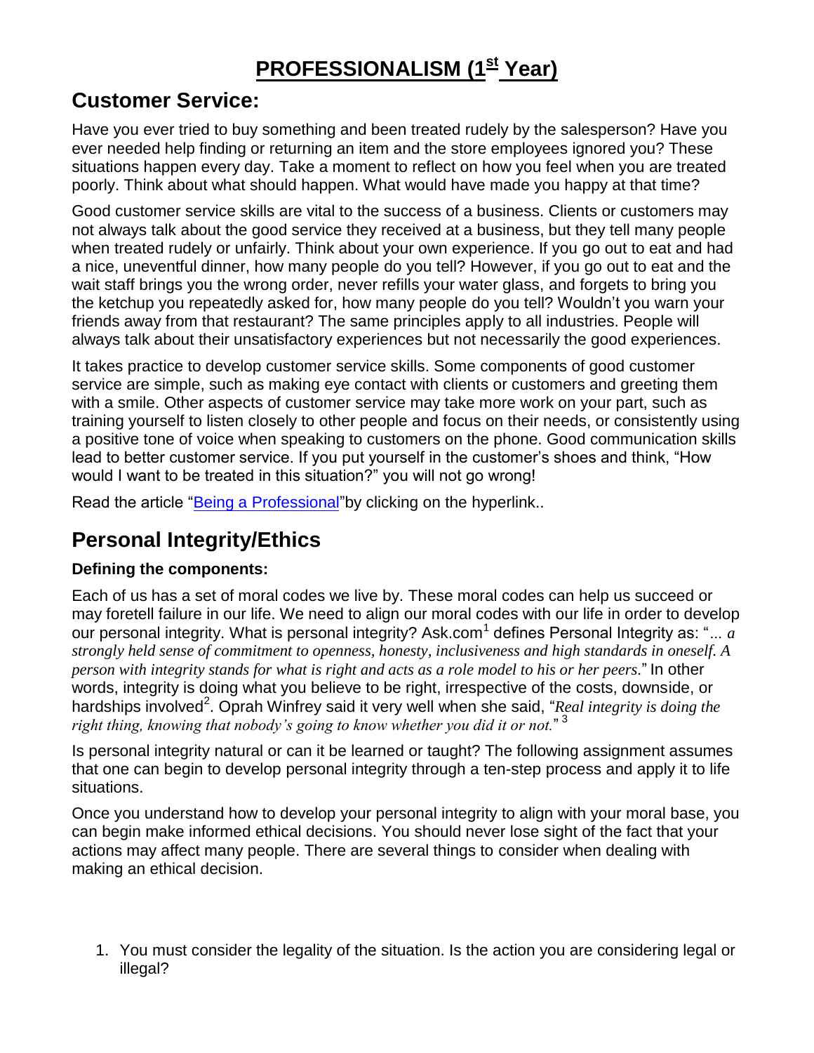# PROFESSIONALISM (1st Year)

## Customer Service:

Have you ever tried to buy something and been treated rudely by the salesperson? Have you ever needed help finding or returning an item and the store employees ignored you? These situations happen every day. Take a moment to reflect on how you feel when you are treated poorly. Think about what should happen. What would have made you happy at that time?

Good customer service skills are vital to the success of a business. Clients or customers may not always talk about the good service they received at a business, but they tell many people when treated rudely or unfairly. Think about your own experience. If you go out to eat and had a nice, uneventful dinner, how many people do you tell? However, if you go out to eat and the wait staff brings you the wrong order, never refills your water glass, and forgets to bring you the ketchup you repeatedly asked for, how many people do you tell? Wouldn't you warn your friends away from that restaurant? The same principles apply to all industries. People will always talk about their unsatisfactory experiences but not necessarily the good experiences.

It takes practice to develop customer service skills. Some components of good customer service are simple, such as making eye contact with clients or customers and greeting them with a smile. Other aspects of customer service may take more work on your part, such as training yourself to listen closely to other people and focus on their needs, or consistently using a positive tone of voice when speaking to customers on the phone. Good communication skills lead to better customer service. If you put yourself in the customer's shoes and think, "How would I want to be treated in this situation?" you will not go wrong!

Read the article "Being a Professional"by clicking on the hyperlink..

## Personal Integrity/Ethics

**Defining the components:**

Each of us has a set of moral codes we live by. These moral codes can help us succeed or may foretell failure in our life. We need to align our moral codes with our life in order to develop our personal integrity. What is personal integrity? Ask.com[1] defines Personal Integrity as: "*... a strongly held sense of commitment to openness, honesty, inclusiveness and high standards in oneself. A person with integrity stands for what is right and acts as a role model to his or her peers.*" In other words, integrity is doing what you believe to be right, irrespective of the costs, downside, or hardships involved[2]. Oprah Winfrey said it very well when she said, "*Real integrity is doing the right thing, knowing that nobody's going to know whether you did it or not.*"[3]

Is personal integrity natural or can it be learned or taught? The following assignment assumes that one can begin to develop personal integrity through a ten-step process and apply it to life situations.

Once you understand how to develop your personal integrity to align with your moral base, you can begin make informed ethical decisions. You should never lose sight of the fact that your actions may affect many people. There are several things to consider when dealing with making an ethical decision.

1. You must consider the legality of the situation. Is the action you are considering legal or illegal?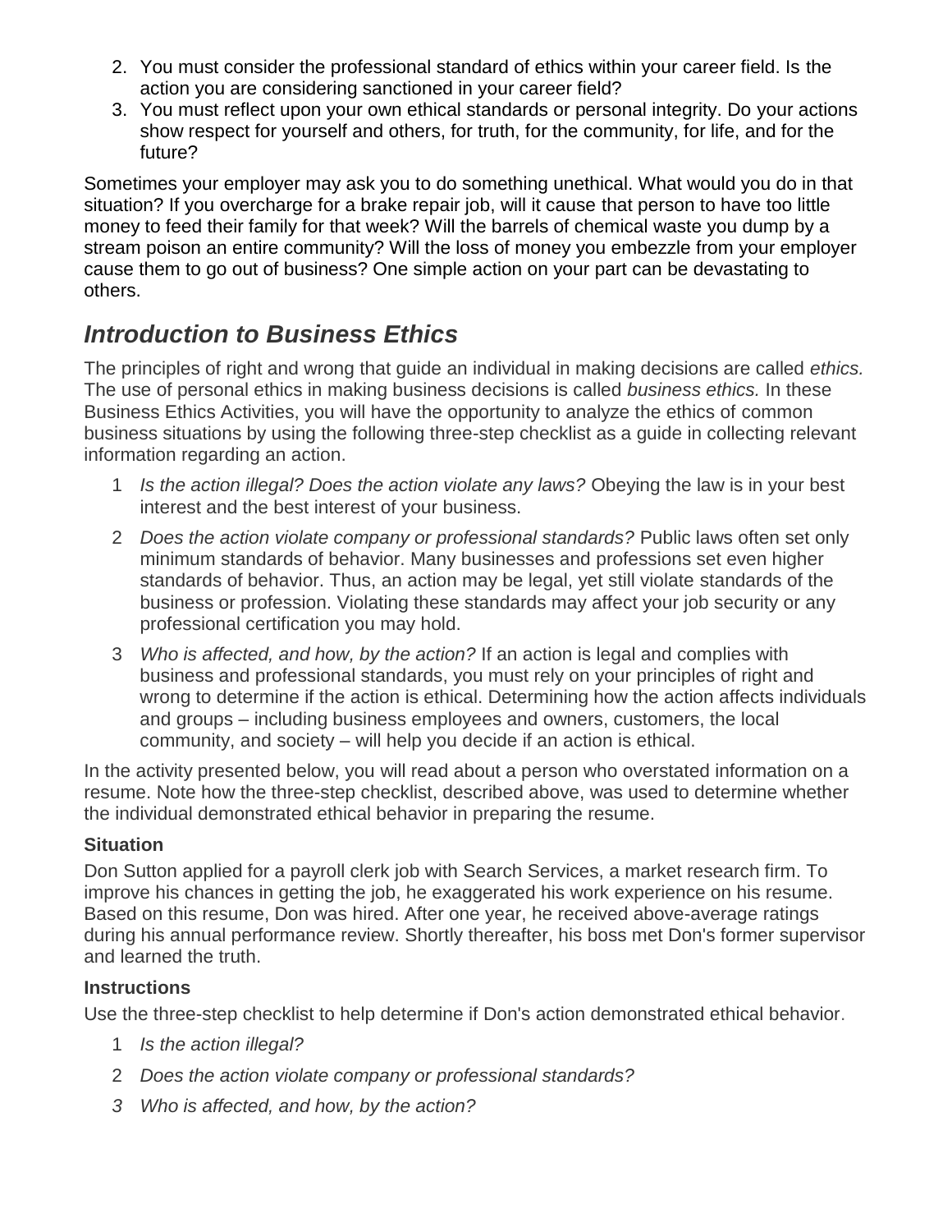2. You must consider the professional standard of ethics within your career field. Is the action you are considering sanctioned in your career field?
3. You must reflect upon your own ethical standards or personal integrity. Do your actions show respect for yourself and others, for truth, for the community, for life, and for the future?

Sometimes your employer may ask you to do something unethical. What would you do in that situation? If you overcharge for a brake repair job, will it cause that person to have too little money to feed their family for that week? Will the barrels of chemical waste you dump by a stream poison an entire community? Will the loss of money you embezzle from your employer cause them to go out of business? One simple action on your part can be devastating to others.

## *Introduction to Business Ethics*

The principles of right and wrong that guide an individual in making decisions are called *ethics.* The use of personal ethics in making business decisions is called *business ethics.* In these Business Ethics Activities, you will have the opportunity to analyze the ethics of common business situations by using the following three-step checklist as a guide in collecting relevant information regarding an action.

1. *Is the action illegal? Does the action violate any laws?* Obeying the law is in your best interest and the best interest of your business.
2. *Does the action violate company or professional standards?* Public laws often set only minimum standards of behavior. Many businesses and professions set even higher standards of behavior. Thus, an action may be legal, yet still violate standards of the business or profession. Violating these standards may affect your job security or any professional certification you may hold.
3. *Who is affected, and how, by the action?* If an action is legal and complies with business and professional standards, you must rely on your principles of right and wrong to determine if the action is ethical. Determining how the action affects individuals and groups – including business employees and owners, customers, the local community, and society – will help you decide if an action is ethical.

In the activity presented below, you will read about a person who overstated information on a resume. Note how the three-step checklist, described above, was used to determine whether the individual demonstrated ethical behavior in preparing the resume.

### Situation

Don Sutton applied for a payroll clerk job with Search Services, a market research firm. To improve his chances in getting the job, he exaggerated his work experience on his resume. Based on this resume, Don was hired. After one year, he received above-average ratings during his annual performance review. Shortly thereafter, his boss met Don's former supervisor and learned the truth.

### Instructions

Use the three-step checklist to help determine if Don's action demonstrated ethical behavior.

1. *Is the action illegal?*
2. *Does the action violate company or professional standards?*
3. *Who is affected, and how, by the action?*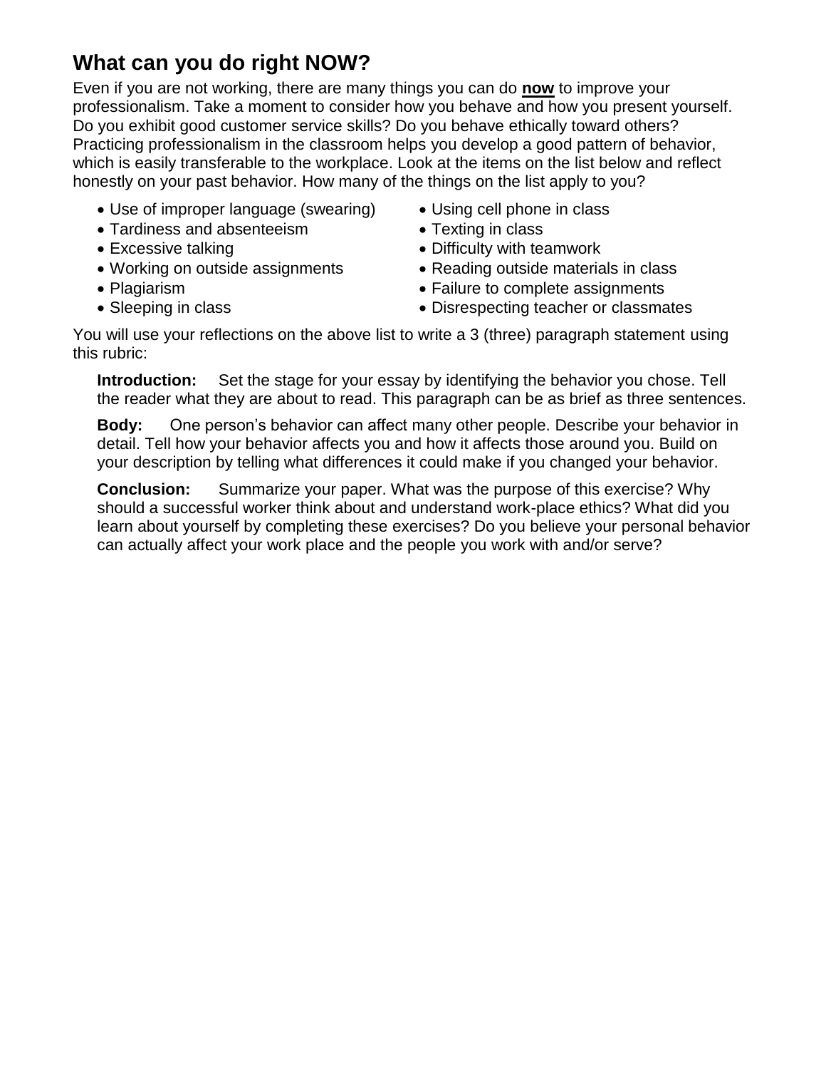## What can you do right NOW?

Even if you are not working, there are many things you can do **now** to improve your professionalism. Take a moment to consider how you behave and how you present yourself. Do you exhibit good customer service skills? Do you behave ethically toward others? Practicing professionalism in the classroom helps you develop a good pattern of behavior, which is easily transferable to the workplace. Look at the items on the list below and reflect honestly on your past behavior. How many of the things on the list apply to you?

- Use of improper language (swearing)
- Tardiness and absenteeism
- Excessive talking
- Working on outside assignments
- Plagiarism
- Sleeping in class
- Using cell phone in class
- Texting in class
- Difficulty with teamwork
- Reading outside materials in class
- Failure to complete assignments
- Disrespecting teacher or classmates

You will use your reflections on the above list to write a 3 (three) paragraph statement using this rubric:

**Introduction:** Set the stage for your essay by identifying the behavior you chose. Tell the reader what they are about to read. This paragraph can be as brief as three sentences.

**Body:** One person's behavior can affect many other people. Describe your behavior in detail. Tell how your behavior affects you and how it affects those around you. Build on your description by telling what differences it could make if you changed your behavior.

**Conclusion:** Summarize your paper. What was the purpose of this exercise? Why should a successful worker think about and understand work-place ethics? What did you learn about yourself by completing these exercises? Do you believe your personal behavior can actually affect your work place and the people you work with and/or serve?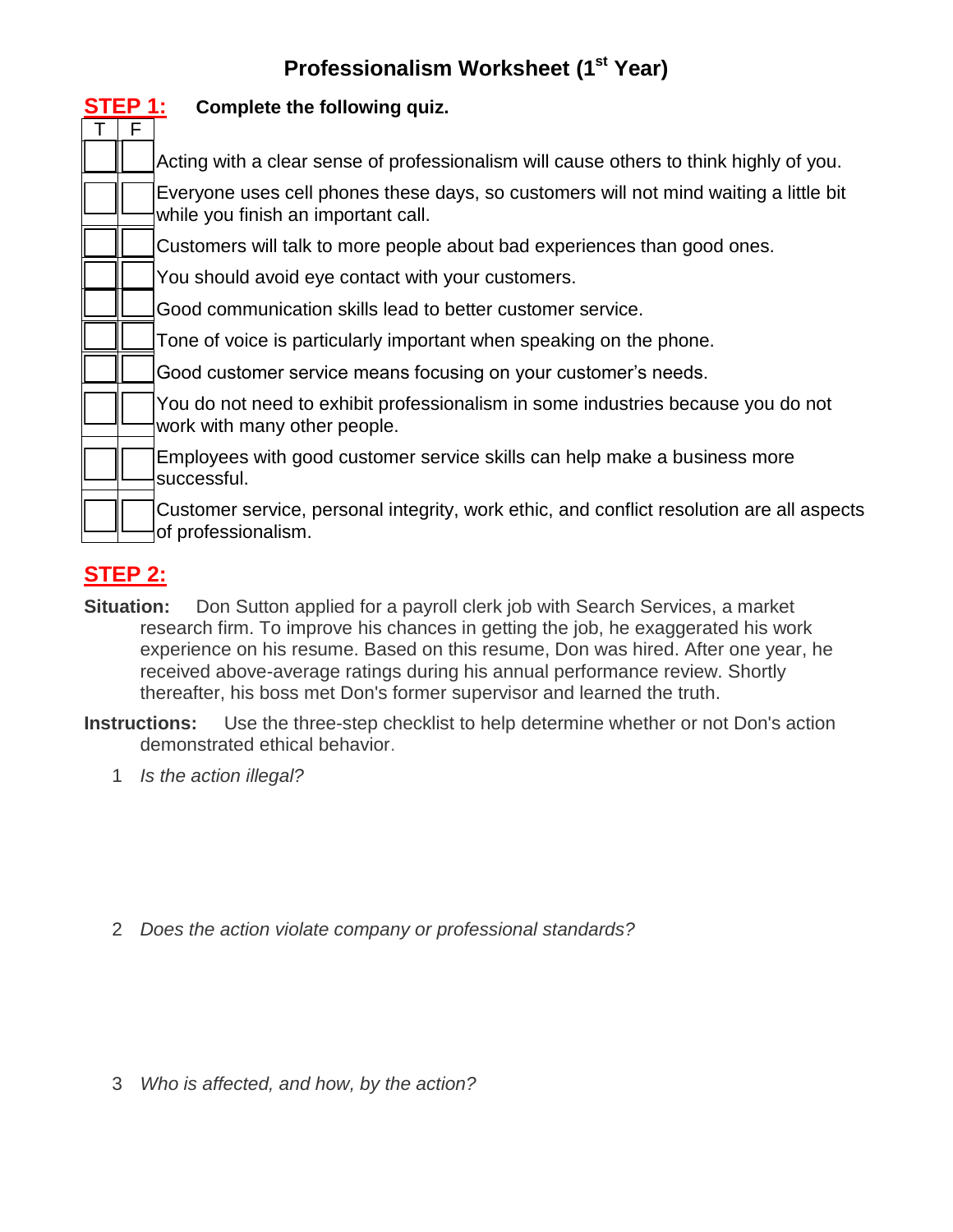# Professionalism Worksheet (1st Year)

**STEP 1:** **Complete the following quiz.**

| T | F | |
|---|---|---|
| | | Acting with a clear sense of professionalism will cause others to think highly of you. |
| | | Everyone uses cell phones these days, so customers will not mind waiting a little bit while you finish an important call. |
| | | Customers will talk to more people about bad experiences than good ones. |
| | | You should avoid eye contact with your customers. |
| | | Good communication skills lead to better customer service. |
| | | Tone of voice is particularly important when speaking on the phone. |
| | | Good customer service means focusing on your customer's needs. |
| | | You do not need to exhibit professionalism in some industries because you do not work with many other people. |
| | | Employees with good customer service skills can help make a business more successful. |
| | | Customer service, personal integrity, work ethic, and conflict resolution are all aspects of professionalism. |

**STEP 2:**

**Situation:** Don Sutton applied for a payroll clerk job with Search Services, a market research firm. To improve his chances in getting the job, he exaggerated his work experience on his resume. Based on this resume, Don was hired. After one year, he received above-average ratings during his annual performance review. Shortly thereafter, his boss met Don's former supervisor and learned the truth.

**Instructions:** Use the three-step checklist to help determine whether or not Don's action demonstrated ethical behavior.

1. *Is the action illegal?*

2. *Does the action violate company or professional standards?*

3. *Who is affected, and how, by the action?*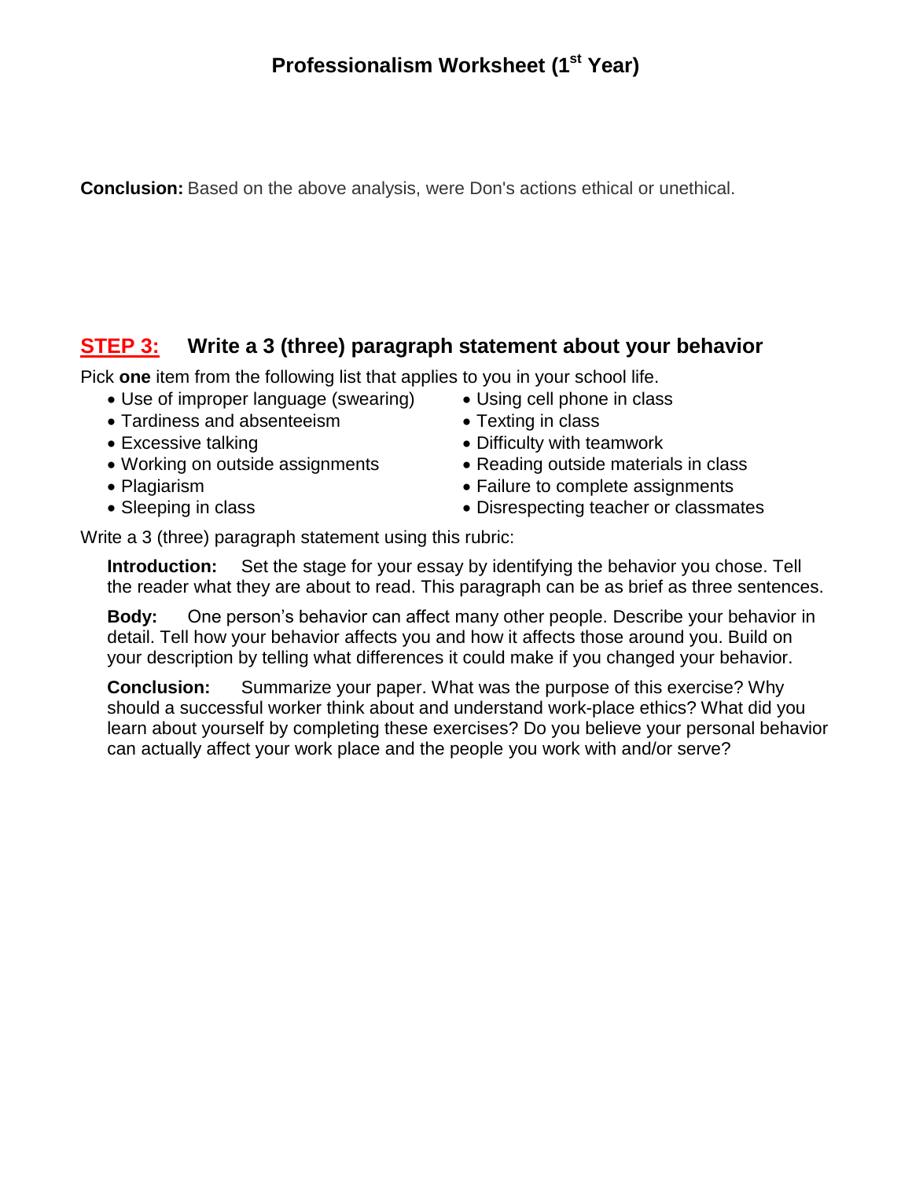**Conclusion:** Based on the above analysis, were Don's actions ethical or unethical.

## STEP 3: Write a 3 (three) paragraph statement about your behavior

Pick **one** item from the following list that applies to you in your school life.

- Use of improper language (swearing)
- Tardiness and absenteeism
- Excessive talking
- Working on outside assignments
- Plagiarism
- Sleeping in class
- Using cell phone in class
- Texting in class
- Difficulty with teamwork
- Reading outside materials in class
- Failure to complete assignments
- Disrespecting teacher or classmates

Write a 3 (three) paragraph statement using this rubric:

**Introduction:** Set the stage for your essay by identifying the behavior you chose. Tell the reader what they are about to read. This paragraph can be as brief as three sentences.

**Body:** One person's behavior can affect many other people. Describe your behavior in detail. Tell how your behavior affects you and how it affects those around you. Build on your description by telling what differences it could make if you changed your behavior.

**Conclusion:** Summarize your paper. What was the purpose of this exercise? Why should a successful worker think about and understand work-place ethics? What did you learn about yourself by completing these exercises? Do you believe your personal behavior can actually affect your work place and the people you work with and/or serve?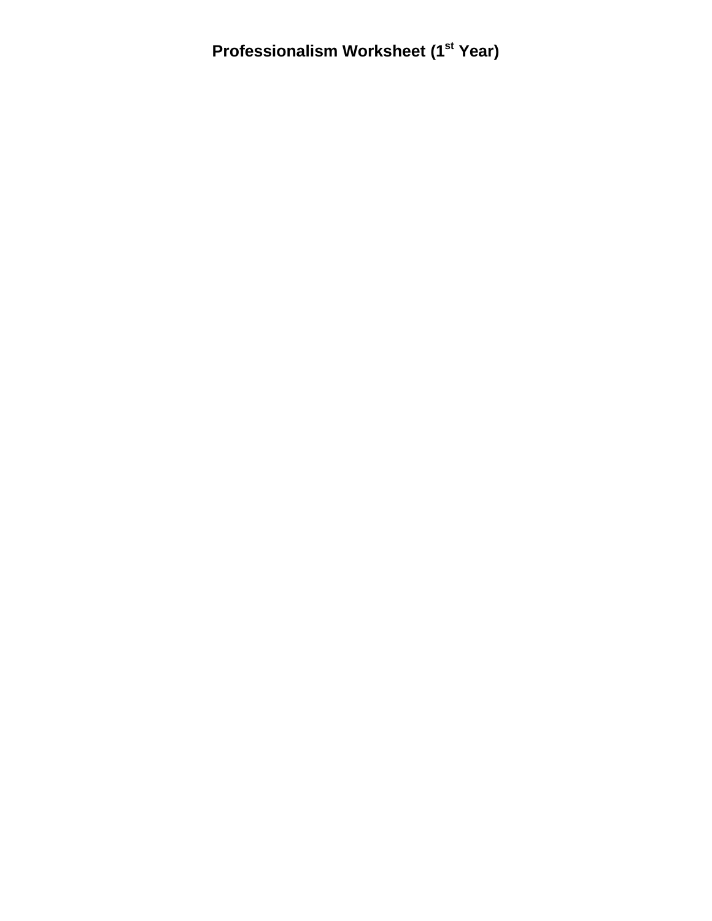# Professionalism Worksheet (1st Year)